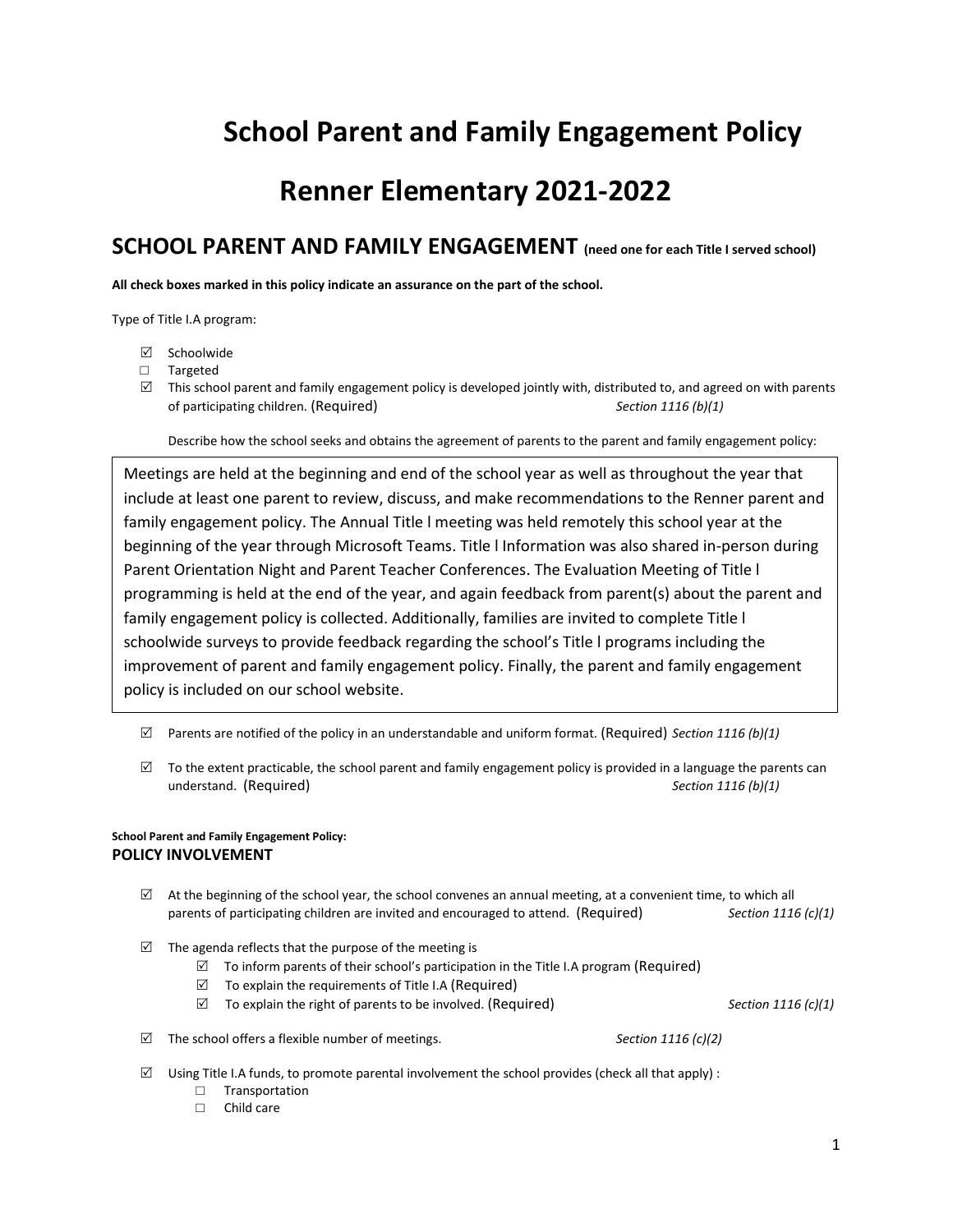# School Parent and Family Engagement Policy

# Renner Elementary 2021-2022

## SCHOOL PARENT AND FAMILY ENGAGEMENT (need one for each Title I served school)

**All check boxes marked in this policy indicate an assurance on the part of the school.**

Type of Title I.A program:

- ☑ Schoolwide
- ☐ Targeted
- ☑ This school parent and family engagement policy is developed jointly with, distributed to, and agreed on with parents of participating children. (Required) *Section 1116 (b)(1)*

Describe how the school seeks and obtains the agreement of parents to the parent and family engagement policy:

> Meetings are held at the beginning and end of the school year as well as throughout the year that include at least one parent to review, discuss, and make recommendations to the Renner parent and family engagement policy. The Annual Title l meeting was held remotely this school year at the beginning of the year through Microsoft Teams. Title l Information was also shared in-person during Parent Orientation Night and Parent Teacher Conferences. The Evaluation Meeting of Title l programming is held at the end of the year, and again feedback from parent(s) about the parent and family engagement policy is collected. Additionally, families are invited to complete Title l schoolwide surveys to provide feedback regarding the school's Title l programs including the improvement of parent and family engagement policy. Finally, the parent and family engagement policy is included on our school website.

- ☑ Parents are notified of the policy in an understandable and uniform format. (Required) *Section 1116 (b)(1)*
- ☑ To the extent practicable, the school parent and family engagement policy is provided in a language the parents can understand. (Required) *Section 1116 (b)(1)*

**School Parent and Family Engagement Policy:**

### POLICY INVOLVEMENT

- ☑ At the beginning of the school year, the school convenes an annual meeting, at a convenient time, to which all parents of participating children are invited and encouraged to attend. (Required) *Section 1116 (c)(1)*
- ☑ The agenda reflects that the purpose of the meeting is
  - ☑ To inform parents of their school's participation in the Title I.A program (Required)
  - ☑ To explain the requirements of Title I.A (Required)
  - ☑ To explain the right of parents to be involved. (Required) *Section 1116 (c)(1)*
- ☑ The school offers a flexible number of meetings. *Section 1116 (c)(2)*
- ☑ Using Title I.A funds, to promote parental involvement the school provides (check all that apply) :
  - ☐ Transportation
  - ☐ Child care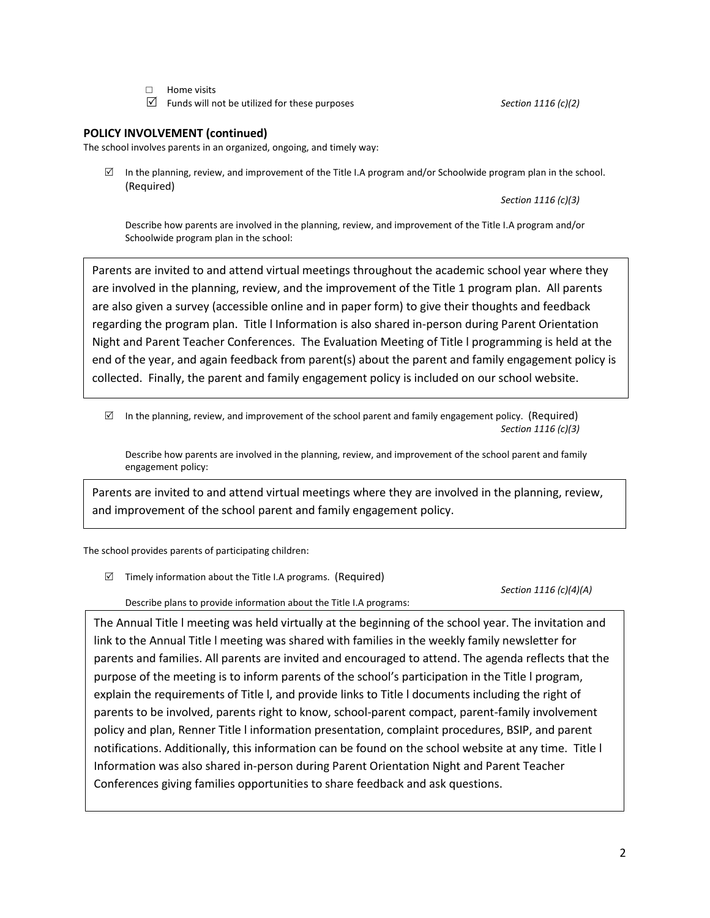- ☐ Home visits
- ☑ Funds will not be utilized for these purposes *Section 1116 (c)(2)*

**POLICY INVOLVEMENT (continued)**

The school involves parents in an organized, ongoing, and timely way:

- ☑ In the planning, review, and improvement of the Title I.A program and/or Schoolwide program plan in the school. (Required)

  *Section 1116 (c)(3)*

  Describe how parents are involved in the planning, review, and improvement of the Title I.A program and/or Schoolwide program plan in the school:

> Parents are invited to and attend virtual meetings throughout the academic school year where they are involved in the planning, review, and the improvement of the Title 1 program plan. All parents are also given a survey (accessible online and in paper form) to give their thoughts and feedback regarding the program plan. Title l Information is also shared in-person during Parent Orientation Night and Parent Teacher Conferences. The Evaluation Meeting of Title l programming is held at the end of the year, and again feedback from parent(s) about the parent and family engagement policy is collected. Finally, the parent and family engagement policy is included on our school website.

- ☑ In the planning, review, and improvement of the school parent and family engagement policy. (Required)

  *Section 1116 (c)(3)*

  Describe how parents are involved in the planning, review, and improvement of the school parent and family engagement policy:

> Parents are invited to and attend virtual meetings where they are involved in the planning, review, and improvement of the school parent and family engagement policy.

The school provides parents of participating children:

- ☑ Timely information about the Title I.A programs. (Required)

  *Section 1116 (c)(4)(A)*

  Describe plans to provide information about the Title I.A programs:

> The Annual Title l meeting was held virtually at the beginning of the school year. The invitation and link to the Annual Title l meeting was shared with families in the weekly family newsletter for parents and families. All parents are invited and encouraged to attend. The agenda reflects that the purpose of the meeting is to inform parents of the school's participation in the Title l program, explain the requirements of Title l, and provide links to Title l documents including the right of parents to be involved, parents right to know, school-parent compact, parent-family involvement policy and plan, Renner Title l information presentation, complaint procedures, BSIP, and parent notifications. Additionally, this information can be found on the school website at any time. Title l Information was also shared in-person during Parent Orientation Night and Parent Teacher Conferences giving families opportunities to share feedback and ask questions.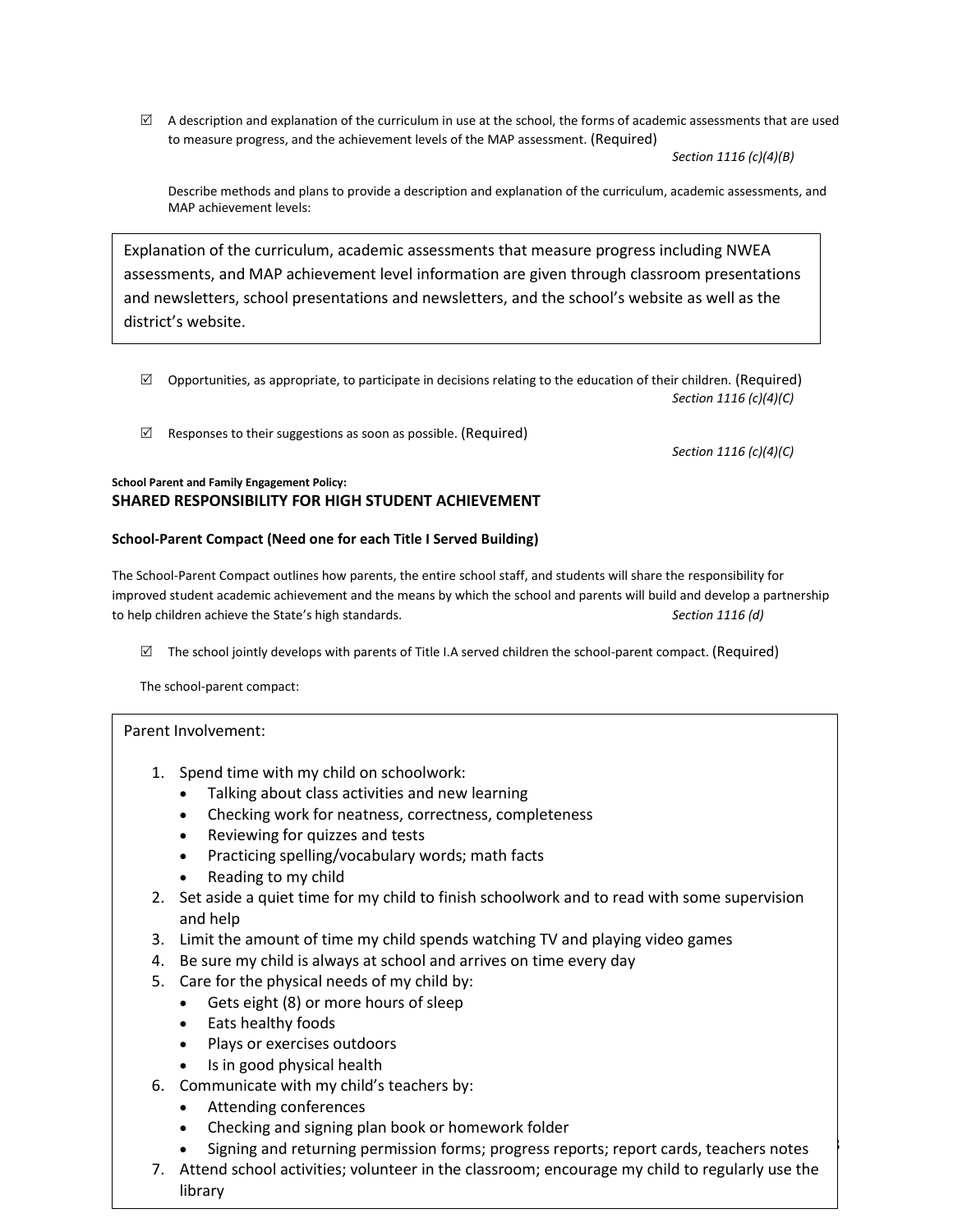☑ A description and explanation of the curriculum in use at the school, the forms of academic assessments that are used to measure progress, and the achievement levels of the MAP assessment. (Required)

*Section 1116 (c)(4)(B)*

Describe methods and plans to provide a description and explanation of the curriculum, academic assessments, and MAP achievement levels:

> Explanation of the curriculum, academic assessments that measure progress including NWEA assessments, and MAP achievement level information are given through classroom presentations and newsletters, school presentations and newsletters, and the school's website as well as the district's website.

☑ Opportunities, as appropriate, to participate in decisions relating to the education of their children. (Required)

*Section 1116 (c)(4)(C)*

☑ Responses to their suggestions as soon as possible. (Required)

*Section 1116 (c)(4)(C)*

**School Parent and Family Engagement Policy:**

## SHARED RESPONSIBILITY FOR HIGH STUDENT ACHIEVEMENT

### School-Parent Compact (Need one for each Title I Served Building)

The School-Parent Compact outlines how parents, the entire school staff, and students will share the responsibility for improved student academic achievement and the means by which the school and parents will build and develop a partnership to help children achieve the State's high standards. *Section 1116 (d)*

☑ The school jointly develops with parents of Title I.A served children the school-parent compact. (Required)

The school-parent compact:

Parent Involvement:

1. Spend time with my child on schoolwork:
   - Talking about class activities and new learning
   - Checking work for neatness, correctness, completeness
   - Reviewing for quizzes and tests
   - Practicing spelling/vocabulary words; math facts
   - Reading to my child
2. Set aside a quiet time for my child to finish schoolwork and to read with some supervision and help
3. Limit the amount of time my child spends watching TV and playing video games
4. Be sure my child is always at school and arrives on time every day
5. Care for the physical needs of my child by:
   - Gets eight (8) or more hours of sleep
   - Eats healthy foods
   - Plays or exercises outdoors
   - Is in good physical health
6. Communicate with my child's teachers by:
   - Attending conferences
   - Checking and signing plan book or homework folder
   - Signing and returning permission forms; progress reports; report cards, teachers notes
7. Attend school activities; volunteer in the classroom; encourage my child to regularly use the library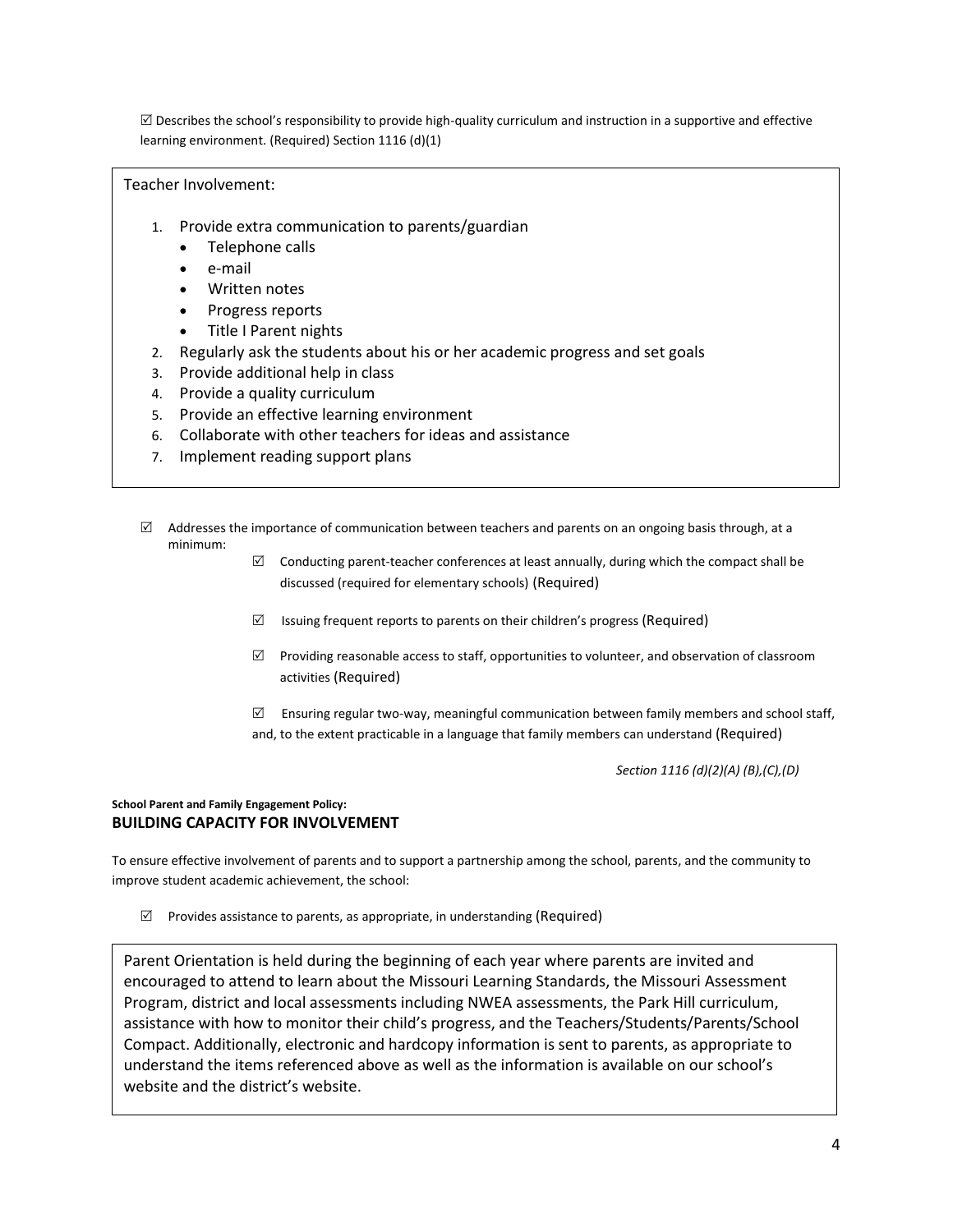☑ Describes the school's responsibility to provide high-quality curriculum and instruction in a supportive and effective learning environment. (Required) Section 1116 (d)(1)

Teacher Involvement:

1. Provide extra communication to parents/guardian
   - Telephone calls
   - e-mail
   - Written notes
   - Progress reports
   - Title I Parent nights
2. Regularly ask the students about his or her academic progress and set goals
3. Provide additional help in class
4. Provide a quality curriculum
5. Provide an effective learning environment
6. Collaborate with other teachers for ideas and assistance
7. Implement reading support plans

☑ Addresses the importance of communication between teachers and parents on an ongoing basis through, at a minimum:

- ☑ Conducting parent-teacher conferences at least annually, during which the compact shall be discussed (required for elementary schools) (Required)
- ☑ Issuing frequent reports to parents on their children's progress (Required)
- ☑ Providing reasonable access to staff, opportunities to volunteer, and observation of classroom activities (Required)
- ☑ Ensuring regular two-way, meaningful communication between family members and school staff, and, to the extent practicable in a language that family members can understand (Required)

*Section 1116 (d)(2)(A) (B),(C),(D)*

**School Parent and Family Engagement Policy:**

## BUILDING CAPACITY FOR INVOLVEMENT

To ensure effective involvement of parents and to support a partnership among the school, parents, and the community to improve student academic achievement, the school:

☑ Provides assistance to parents, as appropriate, in understanding (Required)

Parent Orientation is held during the beginning of each year where parents are invited and encouraged to attend to learn about the Missouri Learning Standards, the Missouri Assessment Program, district and local assessments including NWEA assessments, the Park Hill curriculum, assistance with how to monitor their child's progress, and the Teachers/Students/Parents/School Compact. Additionally, electronic and hardcopy information is sent to parents, as appropriate to understand the items referenced above as well as the information is available on our school's website and the district's website.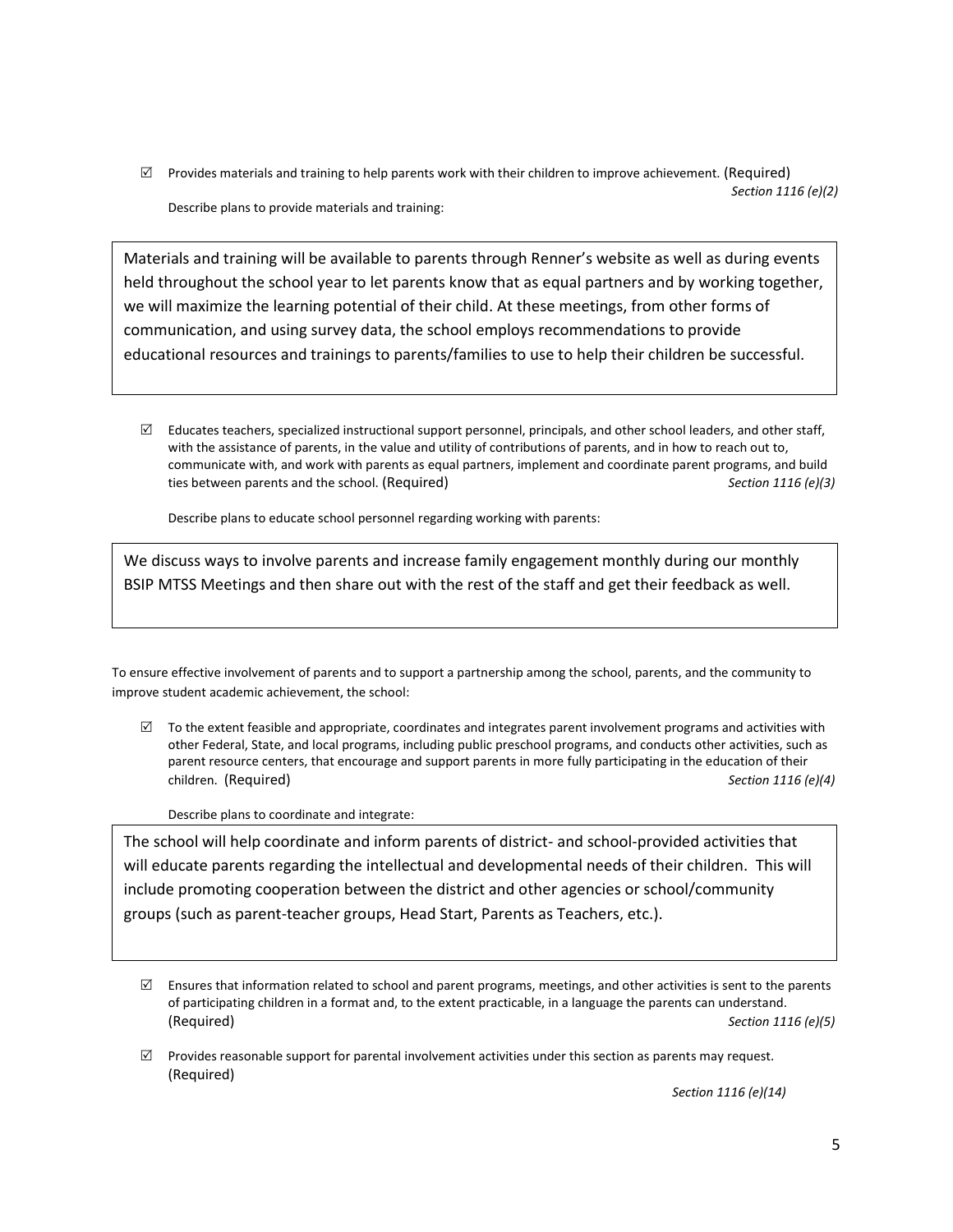☑ Provides materials and training to help parents work with their children to improve achievement. (Required) *Section 1116 (e)(2)*

Describe plans to provide materials and training:

> Materials and training will be available to parents through Renner's website as well as during events held throughout the school year to let parents know that as equal partners and by working together, we will maximize the learning potential of their child. At these meetings, from other forms of communication, and using survey data, the school employs recommendations to provide educational resources and trainings to parents/families to use to help their children be successful.

☑ Educates teachers, specialized instructional support personnel, principals, and other school leaders, and other staff, with the assistance of parents, in the value and utility of contributions of parents, and in how to reach out to, communicate with, and work with parents as equal partners, implement and coordinate parent programs, and build ties between parents and the school. (Required) *Section 1116 (e)(3)*

Describe plans to educate school personnel regarding working with parents:

> We discuss ways to involve parents and increase family engagement monthly during our monthly BSIP MTSS Meetings and then share out with the rest of the staff and get their feedback as well.

To ensure effective involvement of parents and to support a partnership among the school, parents, and the community to improve student academic achievement, the school:

☑ To the extent feasible and appropriate, coordinates and integrates parent involvement programs and activities with other Federal, State, and local programs, including public preschool programs, and conducts other activities, such as parent resource centers, that encourage and support parents in more fully participating in the education of their children. (Required) *Section 1116 (e)(4)*

Describe plans to coordinate and integrate:

> The school will help coordinate and inform parents of district- and school-provided activities that will educate parents regarding the intellectual and developmental needs of their children. This will include promoting cooperation between the district and other agencies or school/community groups (such as parent-teacher groups, Head Start, Parents as Teachers, etc.).

☑ Ensures that information related to school and parent programs, meetings, and other activities is sent to the parents of participating children in a format and, to the extent practicable, in a language the parents can understand. (Required) *Section 1116 (e)(5)*

☑ Provides reasonable support for parental involvement activities under this section as parents may request. (Required) *Section 1116 (e)(14)*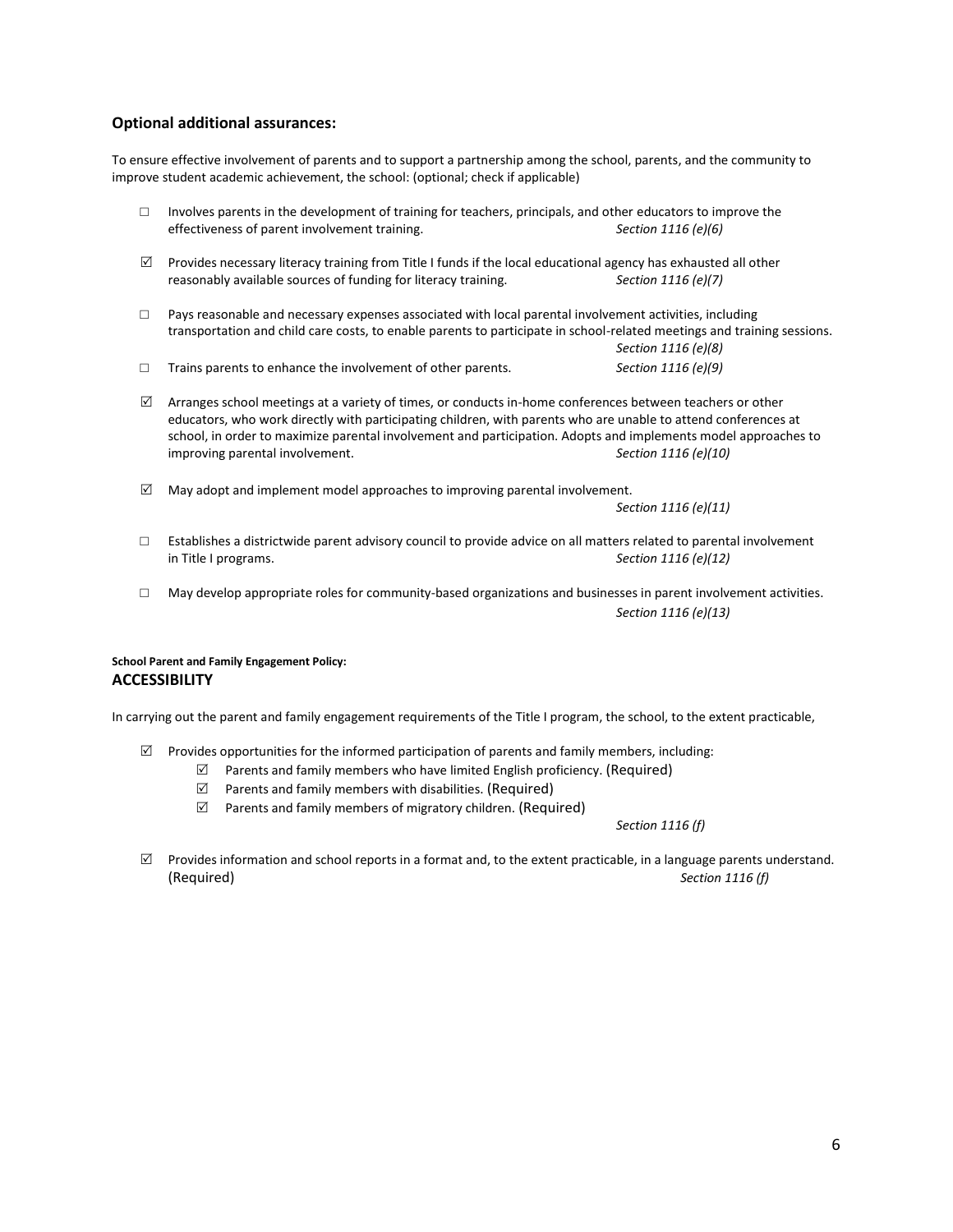## Optional additional assurances:

To ensure effective involvement of parents and to support a partnership among the school, parents, and the community to improve student academic achievement, the school: (optional; check if applicable)

- ☐ Involves parents in the development of training for teachers, principals, and other educators to improve the effectiveness of parent involvement training. *Section 1116 (e)(6)*
- ☑ Provides necessary literacy training from Title I funds if the local educational agency has exhausted all other reasonably available sources of funding for literacy training. *Section 1116 (e)(7)*
- ☐ Pays reasonable and necessary expenses associated with local parental involvement activities, including transportation and child care costs, to enable parents to participate in school-related meetings and training sessions. *Section 1116 (e)(8)*
- ☐ Trains parents to enhance the involvement of other parents. *Section 1116 (e)(9)*
- ☑ Arranges school meetings at a variety of times, or conducts in-home conferences between teachers or other educators, who work directly with participating children, with parents who are unable to attend conferences at school, in order to maximize parental involvement and participation. Adopts and implements model approaches to improving parental involvement. *Section 1116 (e)(10)*
- ☑ May adopt and implement model approaches to improving parental involvement. *Section 1116 (e)(11)*
- ☐ Establishes a districtwide parent advisory council to provide advice on all matters related to parental involvement in Title I programs. *Section 1116 (e)(12)*
- ☐ May develop appropriate roles for community-based organizations and businesses in parent involvement activities. *Section 1116 (e)(13)*

**School Parent and Family Engagement Policy:**

## ACCESSIBILITY

In carrying out the parent and family engagement requirements of the Title I program, the school, to the extent practicable,

- ☑ Provides opportunities for the informed participation of parents and family members, including:
  - ☑ Parents and family members who have limited English proficiency. (Required)
  - ☑ Parents and family members with disabilities. (Required)
  - ☑ Parents and family members of migratory children. (Required)

  *Section 1116 (f)*
- ☑ Provides information and school reports in a format and, to the extent practicable, in a language parents understand. (Required) *Section 1116 (f)*